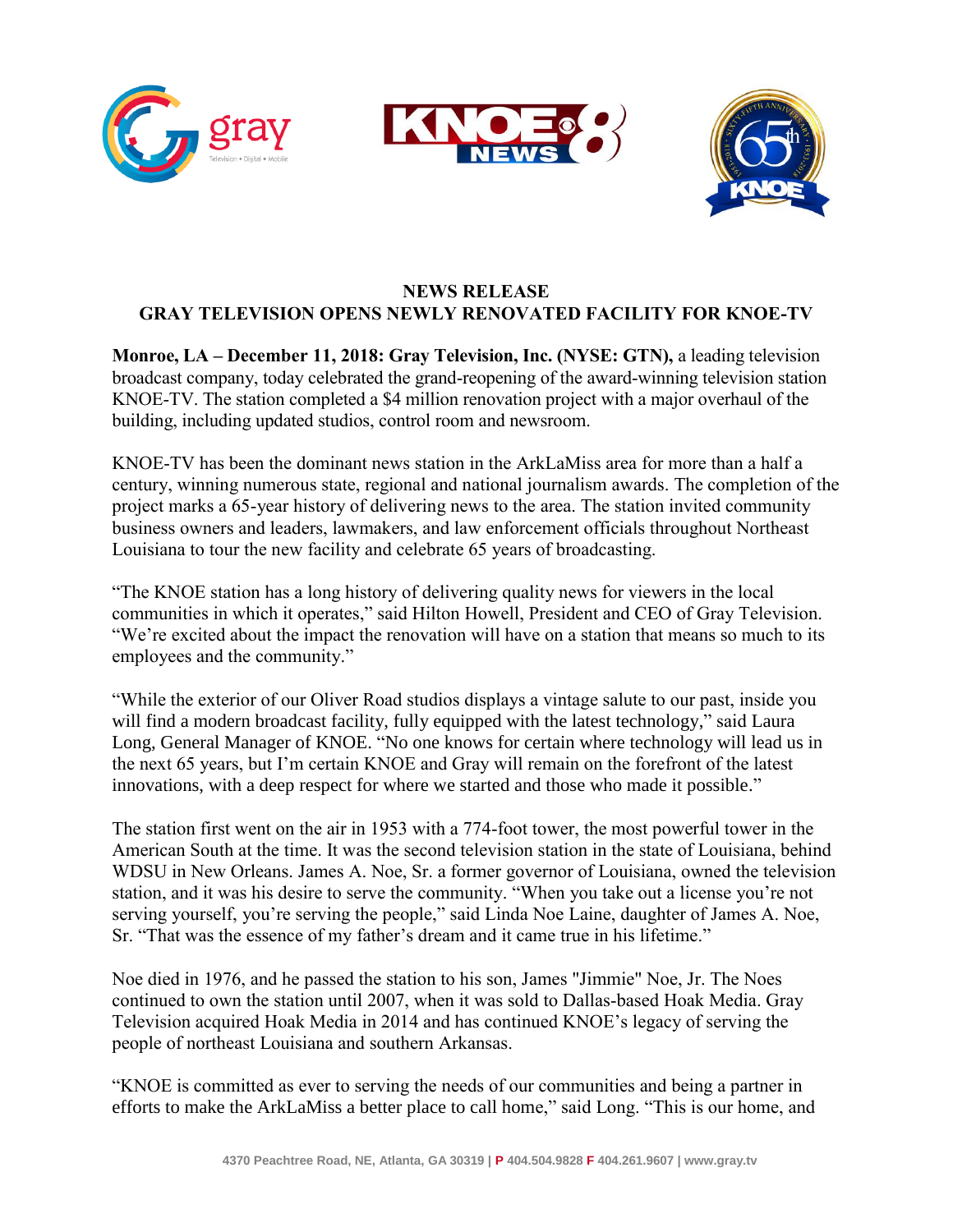# NEWS RELEASE
## GRAY TELEVISION OPENS NEWLY RENOVATED FACILITY FOR KNOE-TV

**Monroe, LA – December 11, 2018: Gray Television, Inc. (NYSE: GTN),** a leading television broadcast company, today celebrated the grand-reopening of the award-winning television station KNOE-TV. The station completed a $4 million renovation project with a major overhaul of the building, including updated studios, control room and newsroom.

KNOE-TV has been the dominant news station in the ArkLaMiss area for more than a half a century, winning numerous state, regional and national journalism awards. The completion of the project marks a 65-year history of delivering news to the area. The station invited community business owners and leaders, lawmakers, and law enforcement officials throughout Northeast Louisiana to tour the new facility and celebrate 65 years of broadcasting.

"The KNOE station has a long history of delivering quality news for viewers in the local communities in which it operates," said Hilton Howell, President and CEO of Gray Television. "We're excited about the impact the renovation will have on a station that means so much to its employees and the community."

"While the exterior of our Oliver Road studios displays a vintage salute to our past, inside you will find a modern broadcast facility, fully equipped with the latest technology," said Laura Long, General Manager of KNOE. "No one knows for certain where technology will lead us in the next 65 years, but I'm certain KNOE and Gray will remain on the forefront of the latest innovations, with a deep respect for where we started and those who made it possible."

The station first went on the air in 1953 with a 774-foot tower, the most powerful tower in the American South at the time. It was the second television station in the state of Louisiana, behind WDSU in New Orleans. James A. Noe, Sr. a former governor of Louisiana, owned the television station, and it was his desire to serve the community. "When you take out a license you're not serving yourself, you're serving the people," said Linda Noe Laine, daughter of James A. Noe, Sr. "That was the essence of my father's dream and it came true in his lifetime."

Noe died in 1976, and he passed the station to his son, James "Jimmie" Noe, Jr. The Noes continued to own the station until 2007, when it was sold to Dallas-based Hoak Media. Gray Television acquired Hoak Media in 2014 and has continued KNOE's legacy of serving the people of northeast Louisiana and southern Arkansas.

"KNOE is committed as ever to serving the needs of our communities and being a partner in efforts to make the ArkLaMiss a better place to call home," said Long. "This is our home, and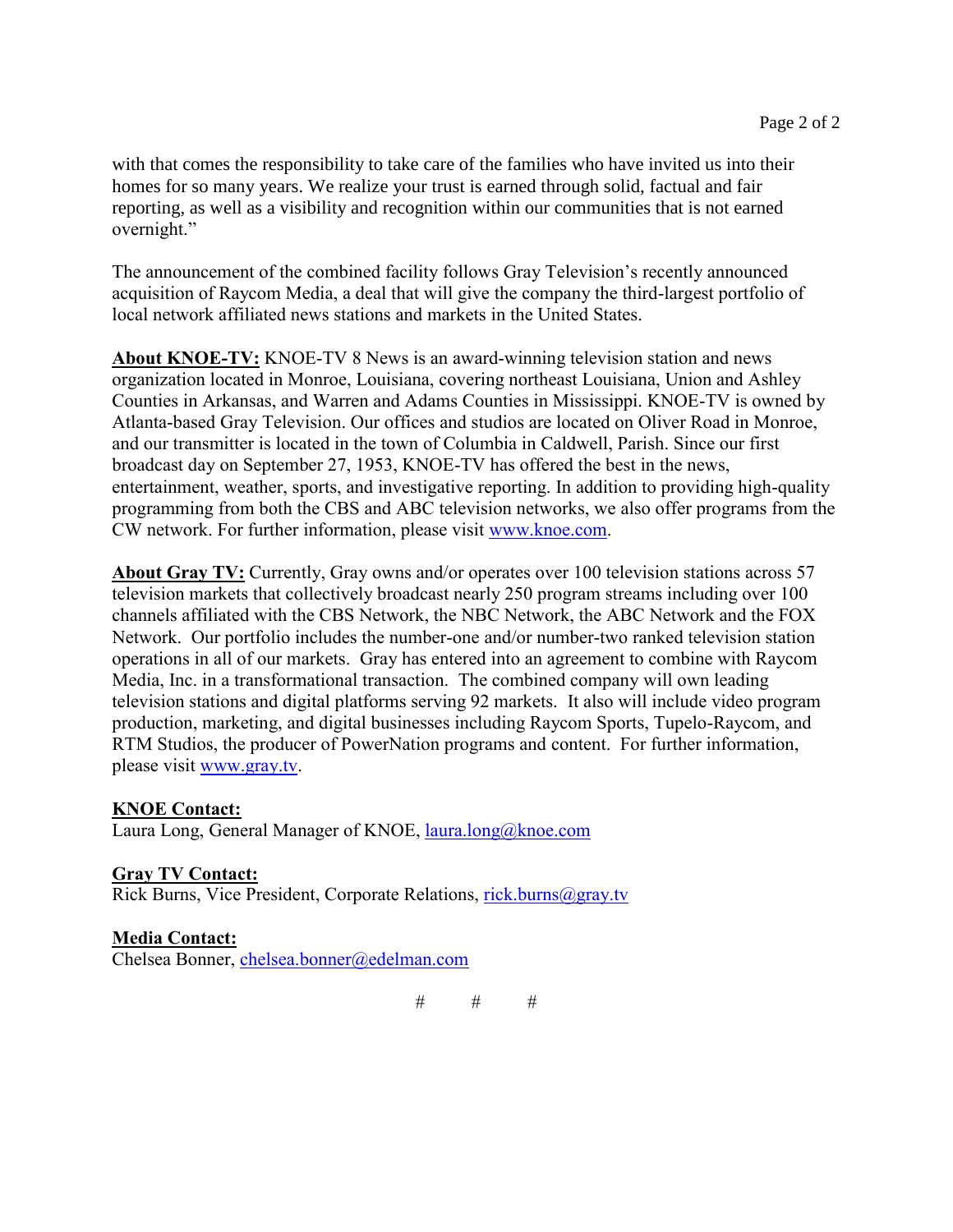with that comes the responsibility to take care of the families who have invited us into their homes for so many years. We realize your trust is earned through solid, factual and fair reporting, as well as a visibility and recognition within our communities that is not earned overnight."

The announcement of the combined facility follows Gray Television's recently announced acquisition of Raycom Media, a deal that will give the company the third-largest portfolio of local network affiliated news stations and markets in the United States.

**About KNOE-TV:** KNOE-TV 8 News is an award-winning television station and news organization located in Monroe, Louisiana, covering northeast Louisiana, Union and Ashley Counties in Arkansas, and Warren and Adams Counties in Mississippi. KNOE-TV is owned by Atlanta-based Gray Television. Our offices and studios are located on Oliver Road in Monroe, and our transmitter is located in the town of Columbia in Caldwell, Parish. Since our first broadcast day on September 27, 1953, KNOE-TV has offered the best in the news, entertainment, weather, sports, and investigative reporting. In addition to providing high-quality programming from both the CBS and ABC television networks, we also offer programs from the CW network. For further information, please visit www.knoe.com.

**About Gray TV:** Currently, Gray owns and/or operates over 100 television stations across 57 television markets that collectively broadcast nearly 250 program streams including over 100 channels affiliated with the CBS Network, the NBC Network, the ABC Network and the FOX Network. Our portfolio includes the number-one and/or number-two ranked television station operations in all of our markets. Gray has entered into an agreement to combine with Raycom Media, Inc. in a transformational transaction. The combined company will own leading television stations and digital platforms serving 92 markets. It also will include video program production, marketing, and digital businesses including Raycom Sports, Tupelo-Raycom, and RTM Studios, the producer of PowerNation programs and content. For further information, please visit www.gray.tv.

**KNOE Contact:**
Laura Long, General Manager of KNOE, laura.long@knoe.com

**Gray TV Contact:**
Rick Burns, Vice President, Corporate Relations, rick.burns@gray.tv

**Media Contact:**
Chelsea Bonner, chelsea.bonner@edelman.com

# # #